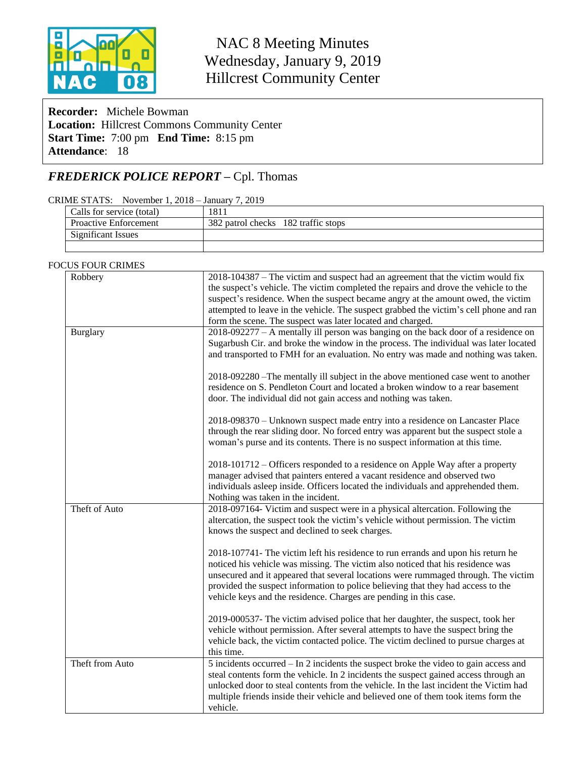# NAC 8 Meeting Minutes
## Wednesday, January 9, 2019
## Hillcrest Community Center

**Recorder:** Michele Bowman
**Location:** Hillcrest Commons Community Center
**Start Time:** 7:00 pm **End Time:** 8:15 pm
**Attendance**: 18

## *FREDERICK POLICE REPORT* – Cpl. Thomas

CRIME STATS: November 1, 2018 – January 7, 2019

| Calls for service (total) | 1811 |
|---|---|
| Proactive Enforcement | 382 patrol checks 182 traffic stops |
| Significant Issues | |
| | |

FOCUS FOUR CRIMES

| | |
|---|---|
| Robbery | 2018-104387 – The victim and suspect had an agreement that the victim would fix the suspect's vehicle. The victim completed the repairs and drove the vehicle to the suspect's residence. When the suspect became angry at the amount owed, the victim attempted to leave in the vehicle. The suspect grabbed the victim's cell phone and ran form the scene. The suspect was later located and charged. |
| Burglary | 2018-092277 – A mentally ill person was banging on the back door of a residence on Sugarbush Cir. and broke the window in the process. The individual was later located and transported to FMH for an evaluation. No entry was made and nothing was taken.<br><br>2018-092280 –The mentally ill subject in the above mentioned case went to another residence on S. Pendleton Court and located a broken window to a rear basement door. The individual did not gain access and nothing was taken.<br><br>2018-098370 – Unknown suspect made entry into a residence on Lancaster Place through the rear sliding door. No forced entry was apparent but the suspect stole a woman's purse and its contents. There is no suspect information at this time.<br><br>2018-101712 – Officers responded to a residence on Apple Way after a property manager advised that painters entered a vacant residence and observed two individuals asleep inside. Officers located the individuals and apprehended them. Nothing was taken in the incident. |
| Theft of Auto | 2018-097164- Victim and suspect were in a physical altercation. Following the altercation, the suspect took the victim's vehicle without permission. The victim knows the suspect and declined to seek charges.<br><br>2018-107741- The victim left his residence to run errands and upon his return he noticed his vehicle was missing. The victim also noticed that his residence was unsecured and it appeared that several locations were rummaged through. The victim provided the suspect information to police believing that they had access to the vehicle keys and the residence. Charges are pending in this case.<br><br>2019-000537- The victim advised police that her daughter, the suspect, took her vehicle without permission. After several attempts to have the suspect bring the vehicle back, the victim contacted police. The victim declined to pursue charges at this time. |
| Theft from Auto | 5 incidents occurred – In 2 incidents the suspect broke the video to gain access and steal contents form the vehicle. In 2 incidents the suspect gained access through an unlocked door to steal contents from the vehicle. In the last incident the Victim had multiple friends inside their vehicle and believed one of them took items form the vehicle. |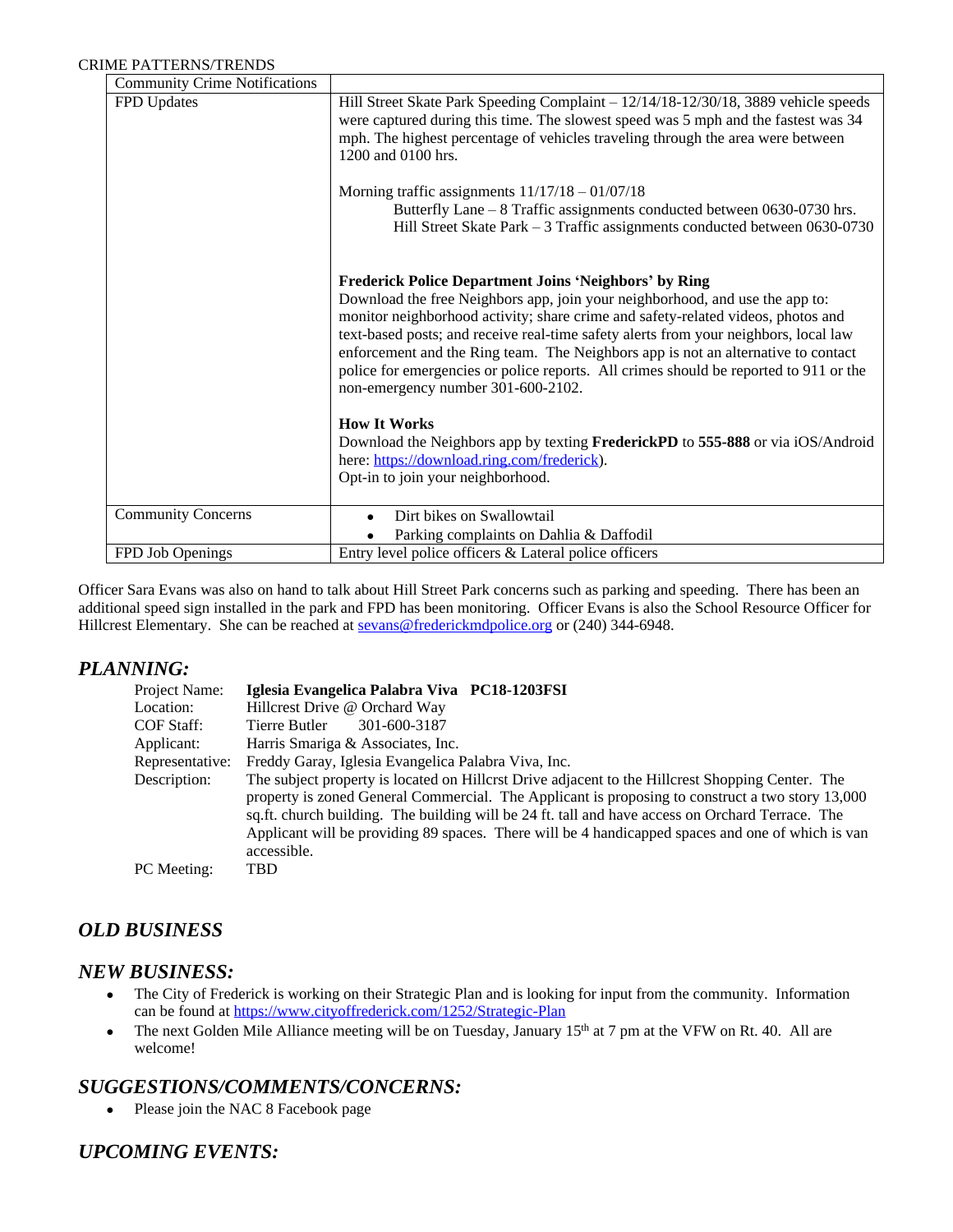CRIME PATTERNS/TRENDS

| Community Crime Notifications | |
|---|---|
| FPD Updates | Hill Street Skate Park Speeding Complaint – 12/14/18-12/30/18, 3889 vehicle speeds were captured during this time. The slowest speed was 5 mph and the fastest was 34 mph. The highest percentage of vehicles traveling through the area were between 1200 and 0100 hrs.<br><br>Morning traffic assignments 11/17/18 – 01/07/18<br>Butterfly Lane – 8 Traffic assignments conducted between 0630-0730 hrs.<br>Hill Street Skate Park – 3 Traffic assignments conducted between 0630-0730<br><br>**Frederick Police Department Joins 'Neighbors' by Ring**<br>Download the free Neighbors app, join your neighborhood, and use the app to: monitor neighborhood activity; share crime and safety-related videos, photos and text-based posts; and receive real-time safety alerts from your neighbors, local law enforcement and the Ring team. The Neighbors app is not an alternative to contact police for emergencies or police reports. All crimes should be reported to 911 or the non-emergency number 301-600-2102.<br><br>**How It Works**<br>Download the Neighbors app by texting **FrederickPD** to **555-888** or via iOS/Android here: https://download.ring.com/frederick).<br>Opt-in to join your neighborhood. |
| Community Concerns | • Dirt bikes on Swallowtail<br>• Parking complaints on Dahlia & Daffodil |
| FPD Job Openings | Entry level police officers & Lateral police officers |

Officer Sara Evans was also on hand to talk about Hill Street Park concerns such as parking and speeding. There has been an additional speed sign installed in the park and FPD has been monitoring. Officer Evans is also the School Resource Officer for Hillcrest Elementary. She can be reached at sevans@frederickmdpolice.org or (240) 344-6948.

## *PLANNING:*

Project Name: **Iglesia Evangelica Palabra Viva PC18-1203FSI**
Location: Hillcrest Drive @ Orchard Way
COF Staff: Tierre Butler 301-600-3187
Applicant: Harris Smariga & Associates, Inc.
Representative: Freddy Garay, Iglesia Evangelica Palabra Viva, Inc.
Description: The subject property is located on Hillcrst Drive adjacent to the Hillcrest Shopping Center. The property is zoned General Commercial. The Applicant is proposing to construct a two story 13,000 sq.ft. church building. The building will be 24 ft. tall and have access on Orchard Terrace. The Applicant will be providing 89 spaces. There will be 4 handicapped spaces and one of which is van accessible.
PC Meeting: TBD

## *OLD BUSINESS*

## *NEW BUSINESS:*

- The City of Frederick is working on their Strategic Plan and is looking for input from the community. Information can be found at https://www.cityoffrederick.com/1252/Strategic-Plan
- The next Golden Mile Alliance meeting will be on Tuesday, January 15th at 7 pm at the VFW on Rt. 40. All are welcome!

## *SUGGESTIONS/COMMENTS/CONCERNS:*

- Please join the NAC 8 Facebook page

## *UPCOMING EVENTS:*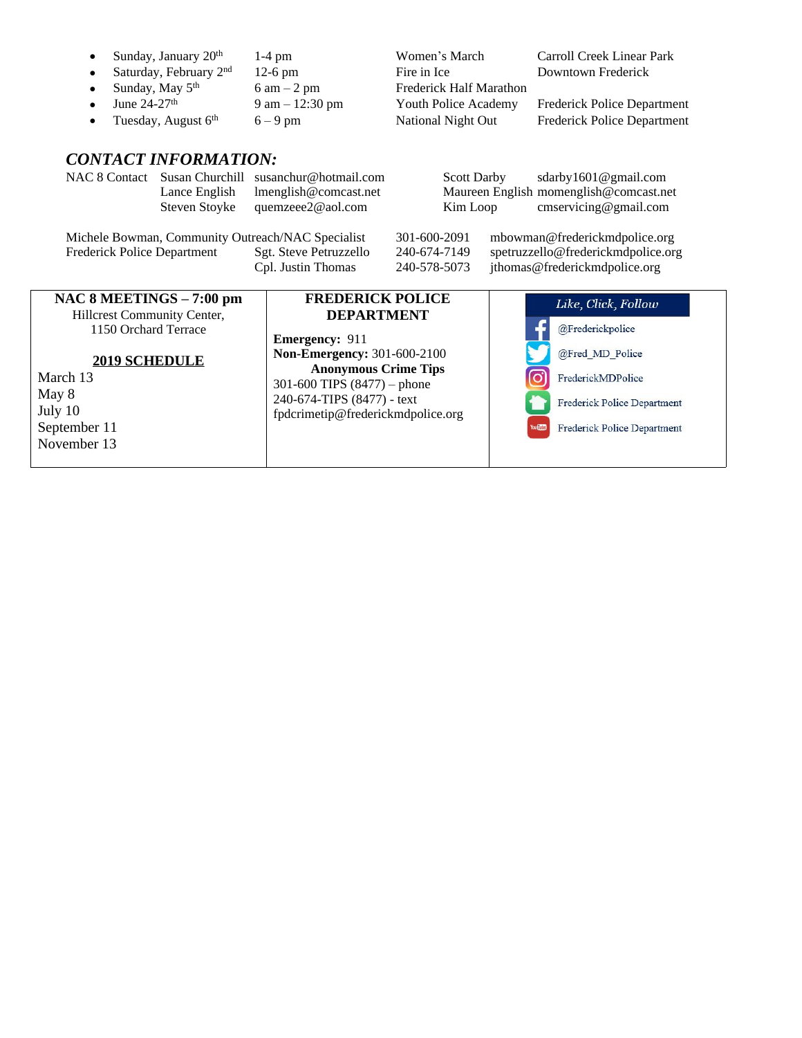- Sunday, January 20th | 1-4 pm | Women's March | Carroll Creek Linear Park
- Saturday, February 2nd | 12-6 pm | Fire in Ice | Downtown Frederick
- Sunday, May 5th | 6 am – 2 pm | Frederick Half Marathon
- June 24-27th | 9 am – 12:30 pm | Youth Police Academy | Frederick Police Department
- Tuesday, August 6th | 6 – 9 pm | National Night Out | Frederick Police Department

## *CONTACT INFORMATION:*

| | | | | |
|---|---|---|---|---|
| NAC 8 Contact | Susan Churchill | susanchur@hotmail.com | Scott Darby | sdarby1601@gmail.com |
| | Lance English | lmenglish@comcast.net | Maureen English | momenglish@comcast.net |
| | Steven Stoyke | quemzeee2@aol.com | Kim Loop | cmservicing@gmail.com |

| | | | |
|---|---|---|---|
| Michele Bowman, Community Outreach/NAC Specialist | | 301-600-2091 | mbowman@frederickmdpolice.org |
| Frederick Police Department | Sgt. Steve Petruzzello | 240-674-7149 | spetruzzello@frederickmdpolice.org |
| | Cpl. Justin Thomas | 240-578-5073 | jthomas@frederickmdpolice.org |

**NAC 8 MEETINGS – 7:00 pm**
Hillcrest Community Center,
1150 Orchard Terrace

**2019 SCHEDULE**
March 13
May 8
July 10
September 11
November 13

**FREDERICK POLICE DEPARTMENT**

**Emergency:** 911
**Non-Emergency:** 301-600-2100
**Anonymous Crime Tips**
301-600 TIPS (8477) – phone
240-674-TIPS (8477) - text
fpdcrimetip@frederickmdpolice.org

*Like, Click, Follow*

@Frederickpolice
@Fred_MD_Police
FrederickMDPolice
Frederick Police Department
Frederick Police Department